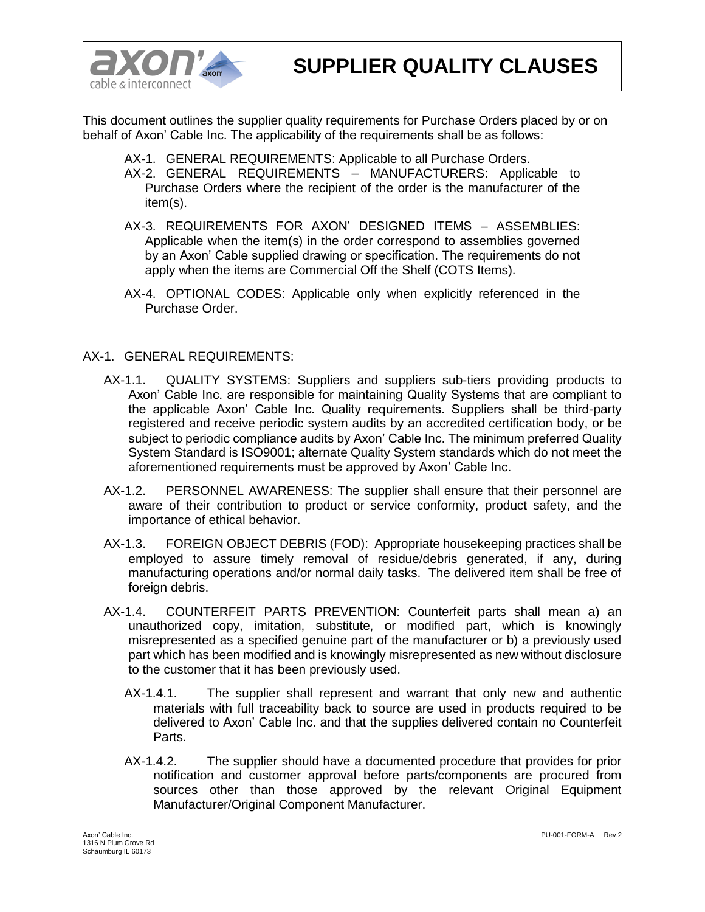# SUPPLIER QUALITY CLAUSES

This document outlines the supplier quality requirements for Purchase Orders placed by or on behalf of Axon' Cable Inc. The applicability of the requirements shall be as follows:

- AX-1. GENERAL REQUIREMENTS: Applicable to all Purchase Orders.
- AX-2. GENERAL REQUIREMENTS – MANUFACTURERS: Applicable to Purchase Orders where the recipient of the order is the manufacturer of the item(s).
- AX-3. REQUIREMENTS FOR AXON' DESIGNED ITEMS – ASSEMBLIES: Applicable when the item(s) in the order correspond to assemblies governed by an Axon' Cable supplied drawing or specification. The requirements do not apply when the items are Commercial Off the Shelf (COTS Items).
- AX-4. OPTIONAL CODES: Applicable only when explicitly referenced in the Purchase Order.

## AX-1. GENERAL REQUIREMENTS:

AX-1.1. QUALITY SYSTEMS: Suppliers and suppliers sub-tiers providing products to Axon' Cable Inc. are responsible for maintaining Quality Systems that are compliant to the applicable Axon' Cable Inc. Quality requirements. Suppliers shall be third-party registered and receive periodic system audits by an accredited certification body, or be subject to periodic compliance audits by Axon' Cable Inc. The minimum preferred Quality System Standard is ISO9001; alternate Quality System standards which do not meet the aforementioned requirements must be approved by Axon' Cable Inc.

AX-1.2. PERSONNEL AWARENESS: The supplier shall ensure that their personnel are aware of their contribution to product or service conformity, product safety, and the importance of ethical behavior.

AX-1.3. FOREIGN OBJECT DEBRIS (FOD): Appropriate housekeeping practices shall be employed to assure timely removal of residue/debris generated, if any, during manufacturing operations and/or normal daily tasks. The delivered item shall be free of foreign debris.

AX-1.4. COUNTERFEIT PARTS PREVENTION: Counterfeit parts shall mean a) an unauthorized copy, imitation, substitute, or modified part, which is knowingly misrepresented as a specified genuine part of the manufacturer or b) a previously used part which has been modified and is knowingly misrepresented as new without disclosure to the customer that it has been previously used.

AX-1.4.1. The supplier shall represent and warrant that only new and authentic materials with full traceability back to source are used in products required to be delivered to Axon' Cable Inc. and that the supplies delivered contain no Counterfeit Parts.

AX-1.4.2. The supplier should have a documented procedure that provides for prior notification and customer approval before parts/components are procured from sources other than those approved by the relevant Original Equipment Manufacturer/Original Component Manufacturer.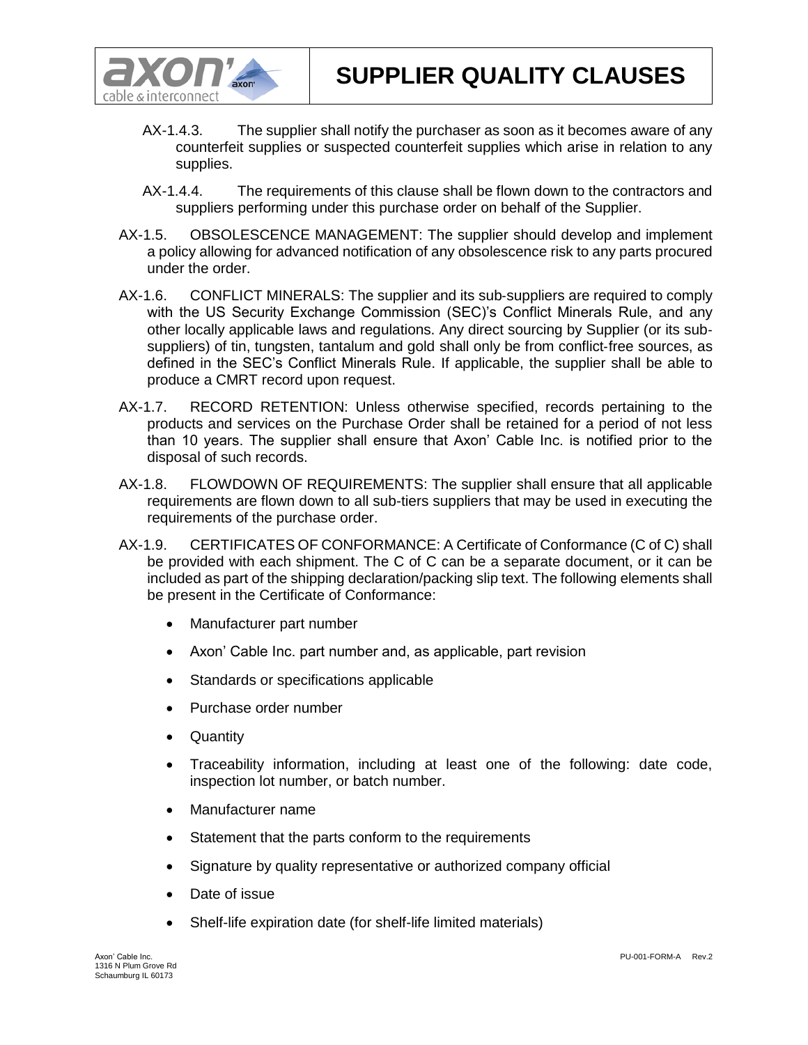AX-1.4.3. The supplier shall notify the purchaser as soon as it becomes aware of any counterfeit supplies or suspected counterfeit supplies which arise in relation to any supplies.

AX-1.4.4. The requirements of this clause shall be flown down to the contractors and suppliers performing under this purchase order on behalf of the Supplier.

AX-1.5. OBSOLESCENCE MANAGEMENT: The supplier should develop and implement a policy allowing for advanced notification of any obsolescence risk to any parts procured under the order.

AX-1.6. CONFLICT MINERALS: The supplier and its sub-suppliers are required to comply with the US Security Exchange Commission (SEC)'s Conflict Minerals Rule, and any other locally applicable laws and regulations. Any direct sourcing by Supplier (or its sub-suppliers) of tin, tungsten, tantalum and gold shall only be from conflict-free sources, as defined in the SEC's Conflict Minerals Rule. If applicable, the supplier shall be able to produce a CMRT record upon request.

AX-1.7. RECORD RETENTION: Unless otherwise specified, records pertaining to the products and services on the Purchase Order shall be retained for a period of not less than 10 years. The supplier shall ensure that Axon' Cable Inc. is notified prior to the disposal of such records.

AX-1.8. FLOWDOWN OF REQUIREMENTS: The supplier shall ensure that all applicable requirements are flown down to all sub-tiers suppliers that may be used in executing the requirements of the purchase order.

AX-1.9. CERTIFICATES OF CONFORMANCE: A Certificate of Conformance (C of C) shall be provided with each shipment. The C of C can be a separate document, or it can be included as part of the shipping declaration/packing slip text. The following elements shall be present in the Certificate of Conformance:

- Manufacturer part number
- Axon' Cable Inc. part number and, as applicable, part revision
- Standards or specifications applicable
- Purchase order number
- Quantity
- Traceability information, including at least one of the following: date code, inspection lot number, or batch number.
- Manufacturer name
- Statement that the parts conform to the requirements
- Signature by quality representative or authorized company official
- Date of issue
- Shelf-life expiration date (for shelf-life limited materials)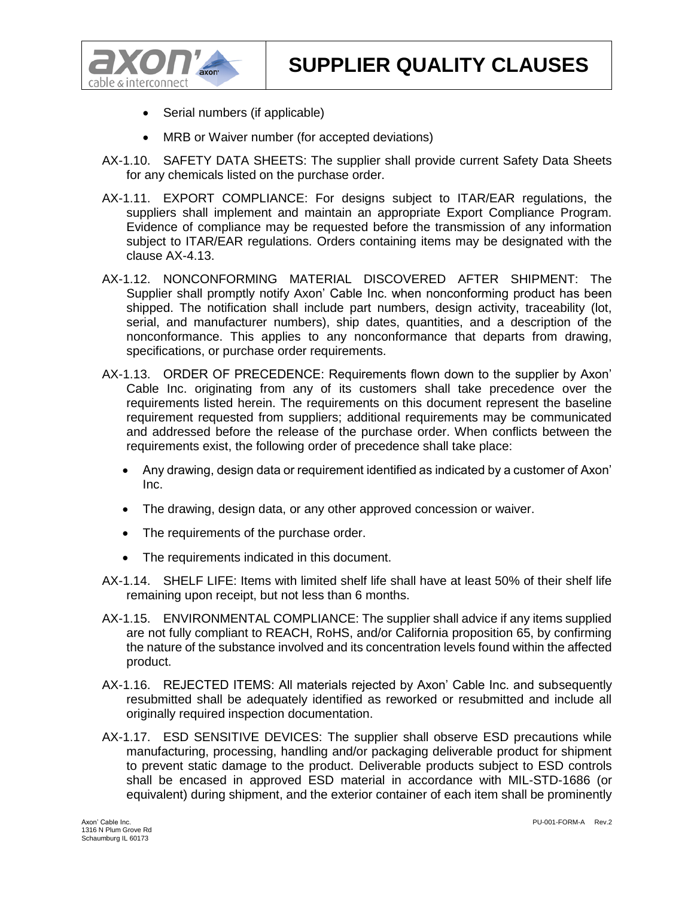- Serial numbers (if applicable)
- MRB or Waiver number (for accepted deviations)

AX-1.10. SAFETY DATA SHEETS: The supplier shall provide current Safety Data Sheets for any chemicals listed on the purchase order.

AX-1.11. EXPORT COMPLIANCE: For designs subject to ITAR/EAR regulations, the suppliers shall implement and maintain an appropriate Export Compliance Program. Evidence of compliance may be requested before the transmission of any information subject to ITAR/EAR regulations. Orders containing items may be designated with the clause AX-4.13.

AX-1.12. NONCONFORMING MATERIAL DISCOVERED AFTER SHIPMENT: The Supplier shall promptly notify Axon' Cable Inc. when nonconforming product has been shipped. The notification shall include part numbers, design activity, traceability (lot, serial, and manufacturer numbers), ship dates, quantities, and a description of the nonconformance. This applies to any nonconformance that departs from drawing, specifications, or purchase order requirements.

AX-1.13. ORDER OF PRECEDENCE: Requirements flown down to the supplier by Axon' Cable Inc. originating from any of its customers shall take precedence over the requirements listed herein. The requirements on this document represent the baseline requirement requested from suppliers; additional requirements may be communicated and addressed before the release of the purchase order. When conflicts between the requirements exist, the following order of precedence shall take place:

- Any drawing, design data or requirement identified as indicated by a customer of Axon' Inc.
- The drawing, design data, or any other approved concession or waiver.
- The requirements of the purchase order.
- The requirements indicated in this document.

AX-1.14. SHELF LIFE: Items with limited shelf life shall have at least 50% of their shelf life remaining upon receipt, but not less than 6 months.

AX-1.15. ENVIRONMENTAL COMPLIANCE: The supplier shall advice if any items supplied are not fully compliant to REACH, RoHS, and/or California proposition 65, by confirming the nature of the substance involved and its concentration levels found within the affected product.

AX-1.16. REJECTED ITEMS: All materials rejected by Axon' Cable Inc. and subsequently resubmitted shall be adequately identified as reworked or resubmitted and include all originally required inspection documentation.

AX-1.17. ESD SENSITIVE DEVICES: The supplier shall observe ESD precautions while manufacturing, processing, handling and/or packaging deliverable product for shipment to prevent static damage to the product. Deliverable products subject to ESD controls shall be encased in approved ESD material in accordance with MIL-STD-1686 (or equivalent) during shipment, and the exterior container of each item shall be prominently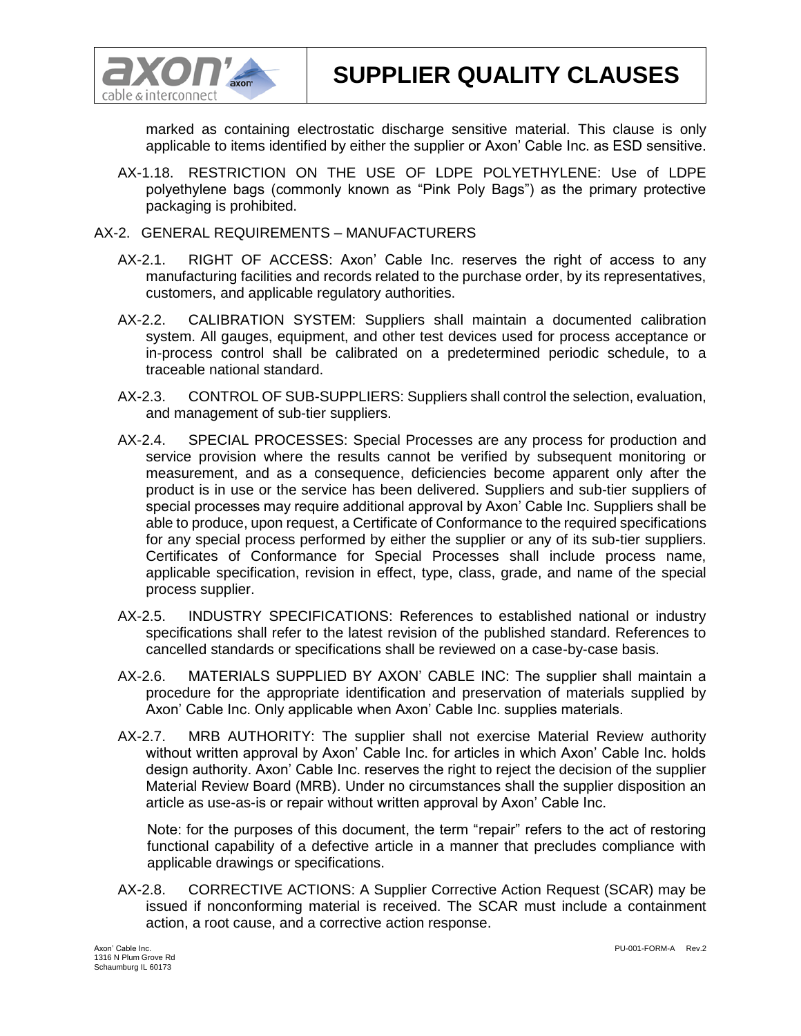marked as containing electrostatic discharge sensitive material. This clause is only applicable to items identified by either the supplier or Axon' Cable Inc. as ESD sensitive.

AX-1.18. RESTRICTION ON THE USE OF LDPE POLYETHYLENE: Use of LDPE polyethylene bags (commonly known as "Pink Poly Bags") as the primary protective packaging is prohibited.

## AX-2. GENERAL REQUIREMENTS – MANUFACTURERS

AX-2.1. RIGHT OF ACCESS: Axon' Cable Inc. reserves the right of access to any manufacturing facilities and records related to the purchase order, by its representatives, customers, and applicable regulatory authorities.

AX-2.2. CALIBRATION SYSTEM: Suppliers shall maintain a documented calibration system. All gauges, equipment, and other test devices used for process acceptance or in-process control shall be calibrated on a predetermined periodic schedule, to a traceable national standard.

AX-2.3. CONTROL OF SUB-SUPPLIERS: Suppliers shall control the selection, evaluation, and management of sub-tier suppliers.

AX-2.4. SPECIAL PROCESSES: Special Processes are any process for production and service provision where the results cannot be verified by subsequent monitoring or measurement, and as a consequence, deficiencies become apparent only after the product is in use or the service has been delivered. Suppliers and sub-tier suppliers of special processes may require additional approval by Axon' Cable Inc. Suppliers shall be able to produce, upon request, a Certificate of Conformance to the required specifications for any special process performed by either the supplier or any of its sub-tier suppliers. Certificates of Conformance for Special Processes shall include process name, applicable specification, revision in effect, type, class, grade, and name of the special process supplier.

AX-2.5. INDUSTRY SPECIFICATIONS: References to established national or industry specifications shall refer to the latest revision of the published standard. References to cancelled standards or specifications shall be reviewed on a case-by-case basis.

AX-2.6. MATERIALS SUPPLIED BY AXON' CABLE INC: The supplier shall maintain a procedure for the appropriate identification and preservation of materials supplied by Axon' Cable Inc. Only applicable when Axon' Cable Inc. supplies materials.

AX-2.7. MRB AUTHORITY: The supplier shall not exercise Material Review authority without written approval by Axon' Cable Inc. for articles in which Axon' Cable Inc. holds design authority. Axon' Cable Inc. reserves the right to reject the decision of the supplier Material Review Board (MRB). Under no circumstances shall the supplier disposition an article as use-as-is or repair without written approval by Axon' Cable Inc.

Note: for the purposes of this document, the term "repair" refers to the act of restoring functional capability of a defective article in a manner that precludes compliance with applicable drawings or specifications.

AX-2.8. CORRECTIVE ACTIONS: A Supplier Corrective Action Request (SCAR) may be issued if nonconforming material is received. The SCAR must include a containment action, a root cause, and a corrective action response.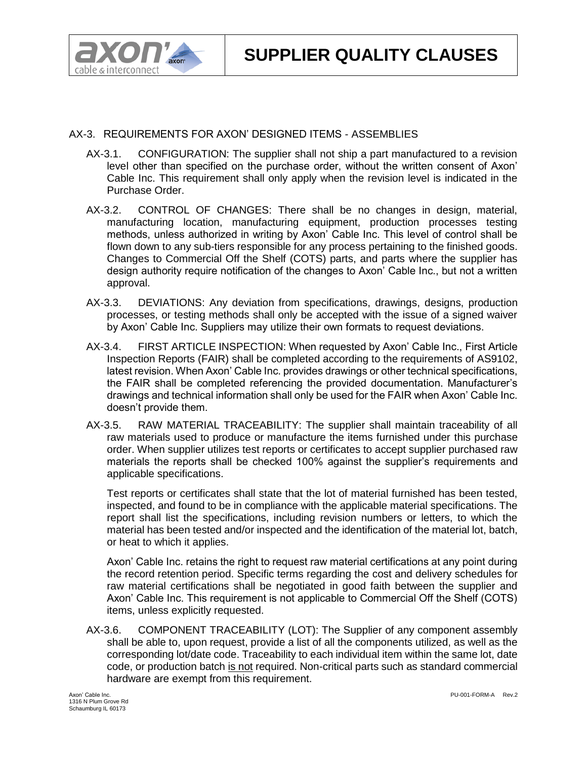## AX-3. REQUIREMENTS FOR AXON' DESIGNED ITEMS - ASSEMBLIES

AX-3.1. CONFIGURATION: The supplier shall not ship a part manufactured to a revision level other than specified on the purchase order, without the written consent of Axon' Cable Inc. This requirement shall only apply when the revision level is indicated in the Purchase Order.

AX-3.2. CONTROL OF CHANGES: There shall be no changes in design, material, manufacturing location, manufacturing equipment, production processes testing methods, unless authorized in writing by Axon' Cable Inc. This level of control shall be flown down to any sub-tiers responsible for any process pertaining to the finished goods. Changes to Commercial Off the Shelf (COTS) parts, and parts where the supplier has design authority require notification of the changes to Axon' Cable Inc., but not a written approval.

AX-3.3. DEVIATIONS: Any deviation from specifications, drawings, designs, production processes, or testing methods shall only be accepted with the issue of a signed waiver by Axon' Cable Inc. Suppliers may utilize their own formats to request deviations.

AX-3.4. FIRST ARTICLE INSPECTION: When requested by Axon' Cable Inc., First Article Inspection Reports (FAIR) shall be completed according to the requirements of AS9102, latest revision. When Axon' Cable Inc. provides drawings or other technical specifications, the FAIR shall be completed referencing the provided documentation. Manufacturer's drawings and technical information shall only be used for the FAIR when Axon' Cable Inc. doesn't provide them.

AX-3.5. RAW MATERIAL TRACEABILITY: The supplier shall maintain traceability of all raw materials used to produce or manufacture the items furnished under this purchase order. When supplier utilizes test reports or certificates to accept supplier purchased raw materials the reports shall be checked 100% against the supplier's requirements and applicable specifications.

Test reports or certificates shall state that the lot of material furnished has been tested, inspected, and found to be in compliance with the applicable material specifications. The report shall list the specifications, including revision numbers or letters, to which the material has been tested and/or inspected and the identification of the material lot, batch, or heat to which it applies.

Axon' Cable Inc. retains the right to request raw material certifications at any point during the record retention period. Specific terms regarding the cost and delivery schedules for raw material certifications shall be negotiated in good faith between the supplier and Axon' Cable Inc. This requirement is not applicable to Commercial Off the Shelf (COTS) items, unless explicitly requested.

AX-3.6. COMPONENT TRACEABILITY (LOT): The Supplier of any component assembly shall be able to, upon request, provide a list of all the components utilized, as well as the corresponding lot/date code. Traceability to each individual item within the same lot, date code, or production batch is not required. Non-critical parts such as standard commercial hardware are exempt from this requirement.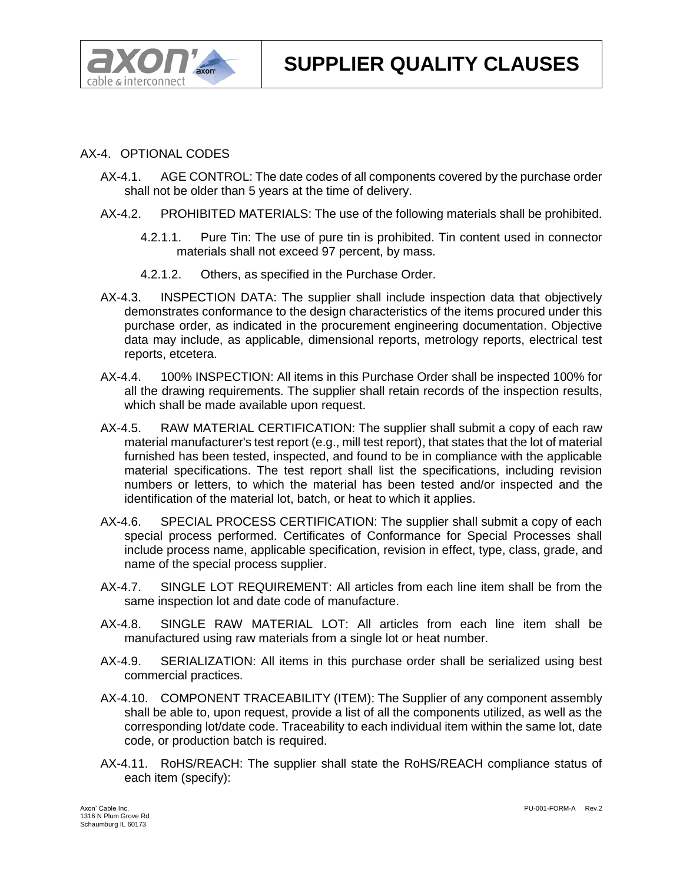## AX-4. OPTIONAL CODES

AX-4.1. AGE CONTROL: The date codes of all components covered by the purchase order shall not be older than 5 years at the time of delivery.

AX-4.2. PROHIBITED MATERIALS: The use of the following materials shall be prohibited.

4.2.1.1. Pure Tin: The use of pure tin is prohibited. Tin content used in connector materials shall not exceed 97 percent, by mass.

4.2.1.2. Others, as specified in the Purchase Order.

AX-4.3. INSPECTION DATA: The supplier shall include inspection data that objectively demonstrates conformance to the design characteristics of the items procured under this purchase order, as indicated in the procurement engineering documentation. Objective data may include, as applicable, dimensional reports, metrology reports, electrical test reports, etcetera.

AX-4.4. 100% INSPECTION: All items in this Purchase Order shall be inspected 100% for all the drawing requirements. The supplier shall retain records of the inspection results, which shall be made available upon request.

AX-4.5. RAW MATERIAL CERTIFICATION: The supplier shall submit a copy of each raw material manufacturer's test report (e.g., mill test report), that states that the lot of material furnished has been tested, inspected, and found to be in compliance with the applicable material specifications. The test report shall list the specifications, including revision numbers or letters, to which the material has been tested and/or inspected and the identification of the material lot, batch, or heat to which it applies.

AX-4.6. SPECIAL PROCESS CERTIFICATION: The supplier shall submit a copy of each special process performed. Certificates of Conformance for Special Processes shall include process name, applicable specification, revision in effect, type, class, grade, and name of the special process supplier.

AX-4.7. SINGLE LOT REQUIREMENT: All articles from each line item shall be from the same inspection lot and date code of manufacture.

AX-4.8. SINGLE RAW MATERIAL LOT: All articles from each line item shall be manufactured using raw materials from a single lot or heat number.

AX-4.9. SERIALIZATION: All items in this purchase order shall be serialized using best commercial practices.

AX-4.10. COMPONENT TRACEABILITY (ITEM): The Supplier of any component assembly shall be able to, upon request, provide a list of all the components utilized, as well as the corresponding lot/date code. Traceability to each individual item within the same lot, date code, or production batch is required.

AX-4.11. RoHS/REACH: The supplier shall state the RoHS/REACH compliance status of each item (specify):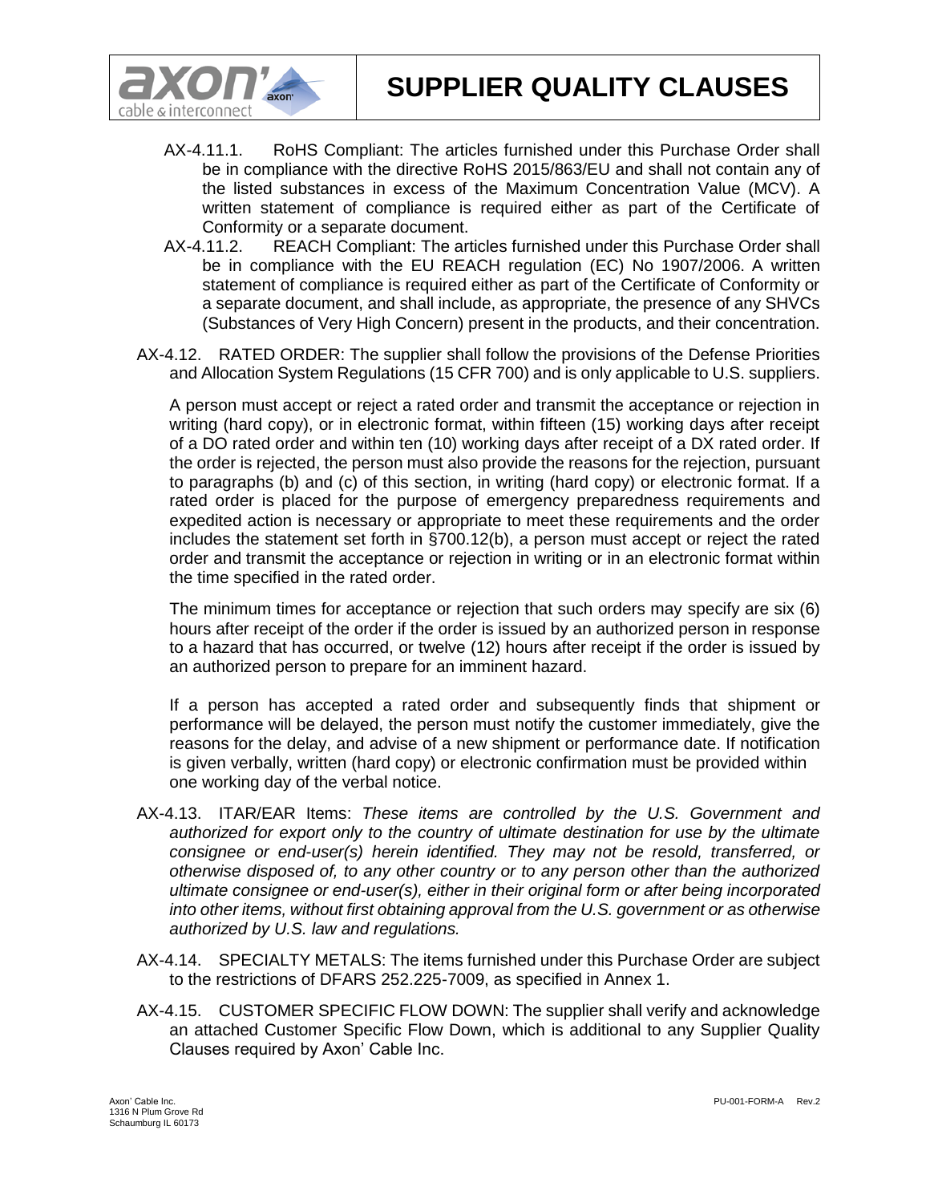AX-4.11.1. RoHS Compliant: The articles furnished under this Purchase Order shall be in compliance with the directive RoHS 2015/863/EU and shall not contain any of the listed substances in excess of the Maximum Concentration Value (MCV). A written statement of compliance is required either as part of the Certificate of Conformity or a separate document.

AX-4.11.2. REACH Compliant: The articles furnished under this Purchase Order shall be in compliance with the EU REACH regulation (EC) No 1907/2006. A written statement of compliance is required either as part of the Certificate of Conformity or a separate document, and shall include, as appropriate, the presence of any SHVCs (Substances of Very High Concern) present in the products, and their concentration.

AX-4.12. RATED ORDER: The supplier shall follow the provisions of the Defense Priorities and Allocation System Regulations (15 CFR 700) and is only applicable to U.S. suppliers.

A person must accept or reject a rated order and transmit the acceptance or rejection in writing (hard copy), or in electronic format, within fifteen (15) working days after receipt of a DO rated order and within ten (10) working days after receipt of a DX rated order. If the order is rejected, the person must also provide the reasons for the rejection, pursuant to paragraphs (b) and (c) of this section, in writing (hard copy) or electronic format. If a rated order is placed for the purpose of emergency preparedness requirements and expedited action is necessary or appropriate to meet these requirements and the order includes the statement set forth in §700.12(b), a person must accept or reject the rated order and transmit the acceptance or rejection in writing or in an electronic format within the time specified in the rated order.

The minimum times for acceptance or rejection that such orders may specify are six (6) hours after receipt of the order if the order is issued by an authorized person in response to a hazard that has occurred, or twelve (12) hours after receipt if the order is issued by an authorized person to prepare for an imminent hazard.

If a person has accepted a rated order and subsequently finds that shipment or performance will be delayed, the person must notify the customer immediately, give the reasons for the delay, and advise of a new shipment or performance date. If notification is given verbally, written (hard copy) or electronic confirmation must be provided within one working day of the verbal notice.

AX-4.13. ITAR/EAR Items: *These items are controlled by the U.S. Government and authorized for export only to the country of ultimate destination for use by the ultimate consignee or end-user(s) herein identified. They may not be resold, transferred, or otherwise disposed of, to any other country or to any person other than the authorized ultimate consignee or end-user(s), either in their original form or after being incorporated into other items, without first obtaining approval from the U.S. government or as otherwise authorized by U.S. law and regulations.*

AX-4.14. SPECIALTY METALS: The items furnished under this Purchase Order are subject to the restrictions of DFARS 252.225-7009, as specified in Annex 1.

AX-4.15. CUSTOMER SPECIFIC FLOW DOWN: The supplier shall verify and acknowledge an attached Customer Specific Flow Down, which is additional to any Supplier Quality Clauses required by Axon' Cable Inc.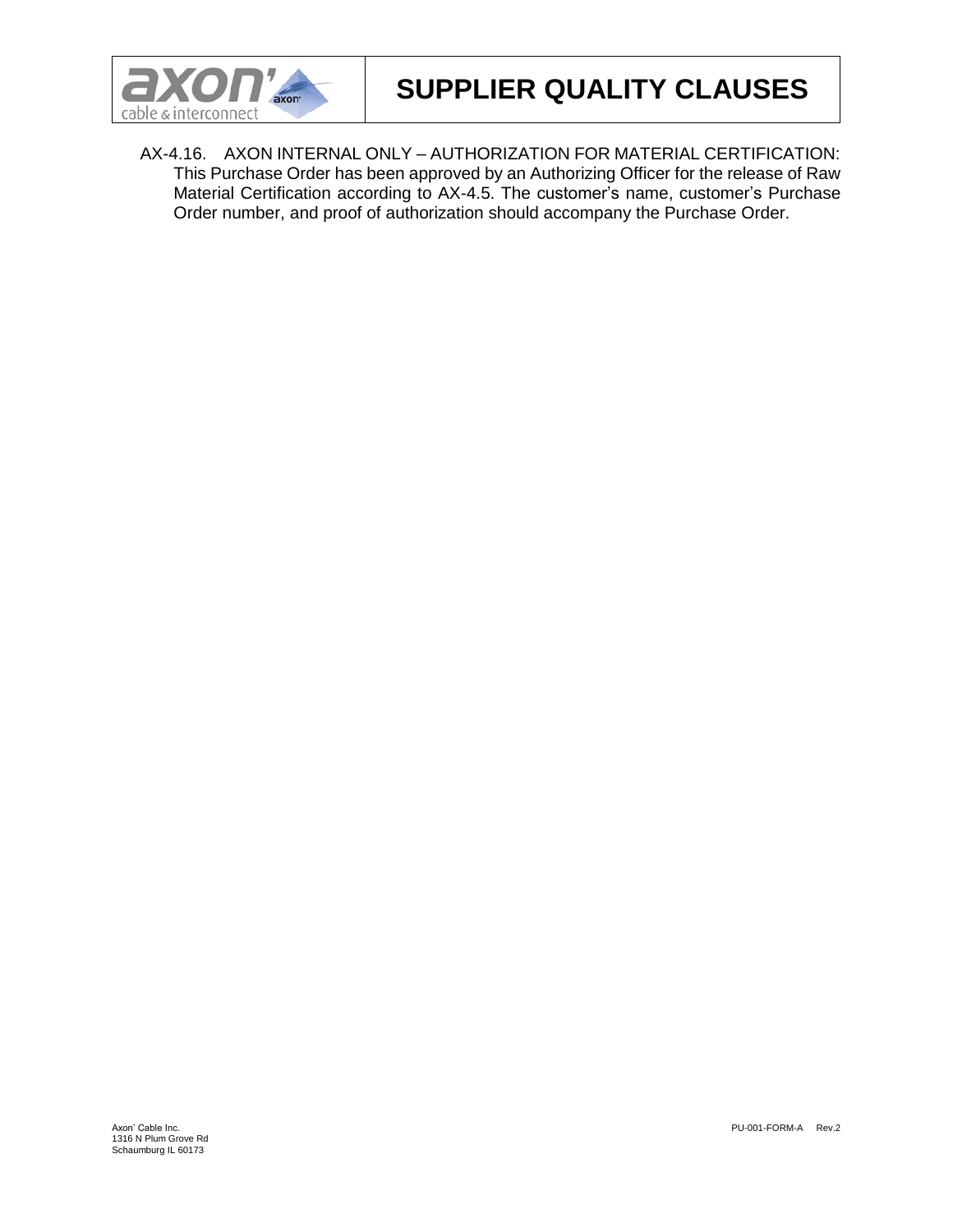AX-4.16. AXON INTERNAL ONLY – AUTHORIZATION FOR MATERIAL CERTIFICATION: This Purchase Order has been approved by an Authorizing Officer for the release of Raw Material Certification according to AX-4.5. The customer's name, customer's Purchase Order number, and proof of authorization should accompany the Purchase Order.